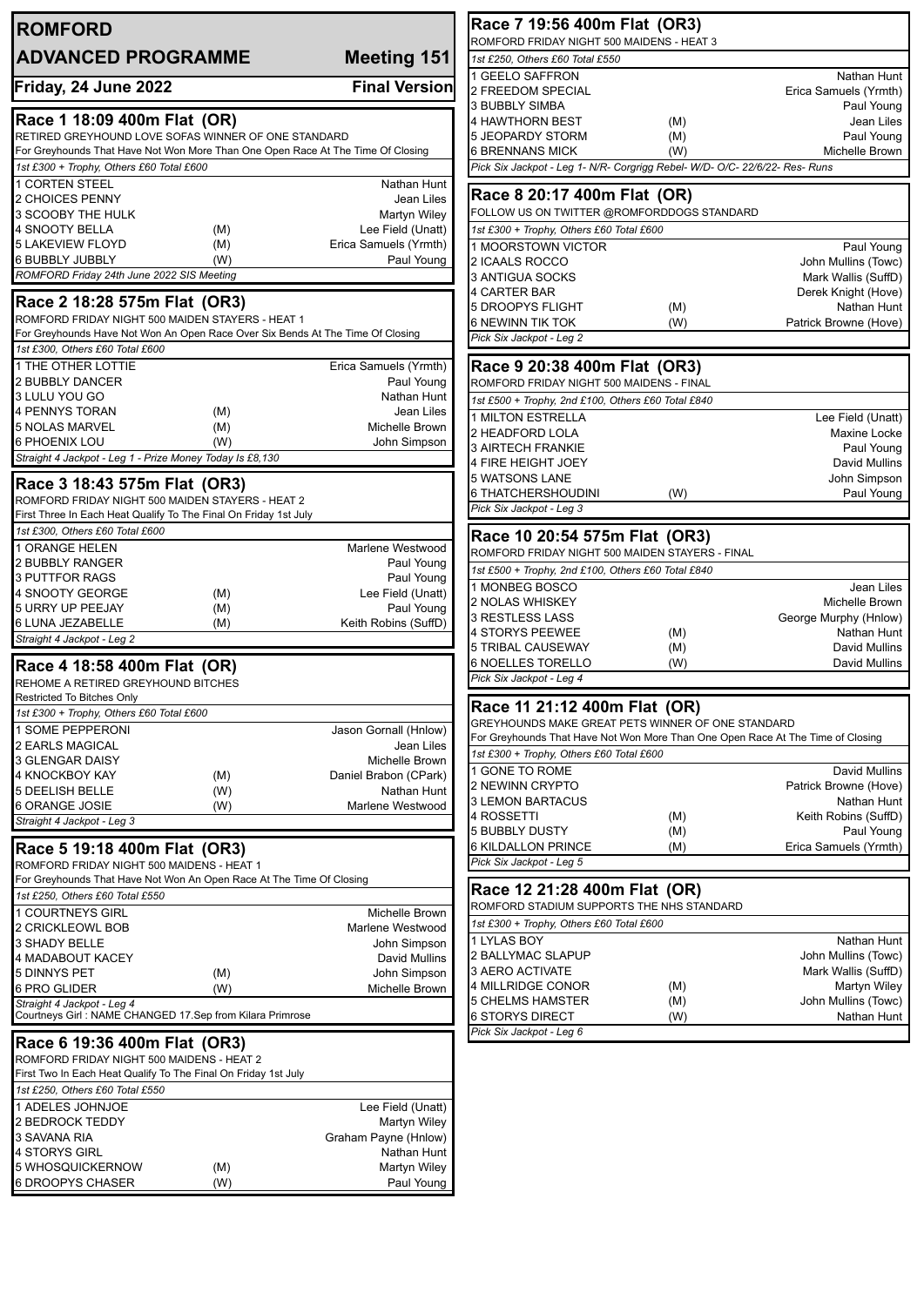# ROMFORD

## ADVANCED PROGRAMME — Meeting 151

**Friday, 24 June 2022** — **Final Version**

### Race 1 18:09 400m Flat (OR)

RETIRED GREYHOUND LOVE SOFAS WINNER OF ONE STANDARD
For Greyhounds That Have Not Won More Than One Open Race At The Time Of Closing

*1st £300 + Trophy, Others £60 Total £600*

| Trap / Greyhound | Seed | Trainer |
|---|---|---|
| 1 CORTEN STEEL | | Nathan Hunt |
| 2 CHOICES PENNY | | Jean Liles |
| 3 SCOOBY THE HULK | | Martyn Wiley |
| 4 SNOOTY BELLA | (M) | Lee Field (Unatt) |
| 5 LAKEVIEW FLOYD | (M) | Erica Samuels (Yrmth) |
| 6 BUBBLY JUBBLY | (W) | Paul Young |

*ROMFORD Friday 24th June 2022 SIS Meeting*

### Race 2 18:28 575m Flat (OR3)

ROMFORD FRIDAY NIGHT 500 MAIDEN STAYERS - HEAT 1
For Greyhounds Have Not Won An Open Race Over Six Bends At The Time Of Closing

*1st £300, Others £60 Total £600*

| Trap / Greyhound | Seed | Trainer |
|---|---|---|
| 1 THE OTHER LOTTIE | | Erica Samuels (Yrmth) |
| 2 BUBBLY DANCER | | Paul Young |
| 3 LULU YOU GO | | Nathan Hunt |
| 4 PENNYS TORAN | (M) | Jean Liles |
| 5 NOLAS MARVEL | (M) | Michelle Brown |
| 6 PHOENIX LOU | (W) | John Simpson |

*Straight 4 Jackpot - Leg 1 - Prize Money Today Is £8,130*

### Race 3 18:43 575m Flat (OR3)

ROMFORD FRIDAY NIGHT 500 MAIDEN STAYERS - HEAT 2
First Three In Each Heat Qualify To The Final On Friday 1st July

*1st £300, Others £60 Total £600*

| Trap / Greyhound | Seed | Trainer |
|---|---|---|
| 1 ORANGE HELEN | | Marlene Westwood |
| 2 BUBBLY RANGER | | Paul Young |
| 3 PUTTFOR RAGS | | Paul Young |
| 4 SNOOTY GEORGE | (M) | Lee Field (Unatt) |
| 5 URRY UP PEEJAY | (M) | Paul Young |
| 6 LUNA JEZABELLE | (M) | Keith Robins (SuffD) |

*Straight 4 Jackpot - Leg 2*

### Race 4 18:58 400m Flat (OR)

REHOME A RETIRED GREYHOUND BITCHES
Restricted To Bitches Only

*1st £300 + Trophy, Others £60 Total £600*

| Trap / Greyhound | Seed | Trainer |
|---|---|---|
| 1 SOME PEPPERONI | | Jason Gornall (Hnlow) |
| 2 EARLS MAGICAL | | Jean Liles |
| 3 GLENGAR DAISY | | Michelle Brown |
| 4 KNOCKBOY KAY | (M) | Daniel Brabon (CPark) |
| 5 DEELISH BELLE | (W) | Nathan Hunt |
| 6 ORANGE JOSIE | (W) | Marlene Westwood |

*Straight 4 Jackpot - Leg 3*

### Race 5 19:18 400m Flat (OR3)

ROMFORD FRIDAY NIGHT 500 MAIDENS - HEAT 1
For Greyhounds That Have Not Won An Open Race At The Time Of Closing

*1st £250, Others £60 Total £550*

| Trap / Greyhound | Seed | Trainer |
|---|---|---|
| 1 COURTNEYS GIRL | | Michelle Brown |
| 2 CRICKLEOWL BOB | | Marlene Westwood |
| 3 SHADY BELLE | | John Simpson |
| 4 MADABOUT KACEY | | David Mullins |
| 5 DINNYS PET | (M) | John Simpson |
| 6 PRO GLIDER | (W) | Michelle Brown |

*Straight 4 Jackpot - Leg 4*
Courtneys Girl : NAME CHANGED 17.Sep from Kilara Primrose

### Race 6 19:36 400m Flat (OR3)

ROMFORD FRIDAY NIGHT 500 MAIDENS - HEAT 2
First Two In Each Heat Qualify To The Final On Friday 1st July

*1st £250, Others £60 Total £550*

| Trap / Greyhound | Seed | Trainer |
|---|---|---|
| 1 ADELES JOHNJOE | | Lee Field (Unatt) |
| 2 BEDROCK TEDDY | | Martyn Wiley |
| 3 SAVANA RIA | | Graham Payne (Hnlow) |
| 4 STORYS GIRL | | Nathan Hunt |
| 5 WHOSQUICKERNOW | (M) | Martyn Wiley |
| 6 DROOPYS CHASER | (W) | Paul Young |

### Race 7 19:56 400m Flat (OR3)

ROMFORD FRIDAY NIGHT 500 MAIDENS - HEAT 3

*1st £250, Others £60 Total £550*

| Trap / Greyhound | Seed | Trainer |
|---|---|---|
| 1 GEELO SAFFRON | | Nathan Hunt |
| 2 FREEDOM SPECIAL | | Erica Samuels (Yrmth) |
| 3 BUBBLY SIMBA | | Paul Young |
| 4 HAWTHORN BEST | (M) | Jean Liles |
| 5 JEOPARDY STORM | (M) | Paul Young |
| 6 BRENNANS MICK | (W) | Michelle Brown |

*Pick Six Jackpot - Leg 1- N/R- Corgigg Rebel- W/D- O/C- 22/6/22- Res- Runs*

### Race 8 20:17 400m Flat (OR)

FOLLOW US ON TWITTER @ROMFORDDOGS STANDARD

*1st £300 + Trophy, Others £60 Total £600*

| Trap / Greyhound | Seed | Trainer |
|---|---|---|
| 1 MOORSTOWN VICTOR | | Paul Young |
| 2 ICAALS ROCCO | | John Mullins (Towc) |
| 3 ANTIGUA SOCKS | | Mark Wallis (SuffD) |
| 4 CARTER BAR | | Derek Knight (Hove) |
| 5 DROOPYS FLIGHT | (M) | Nathan Hunt |
| 6 NEWINN TIK TOK | (W) | Patrick Browne (Hove) |

*Pick Six Jackpot - Leg 2*

### Race 9 20:38 400m Flat (OR3)

ROMFORD FRIDAY NIGHT 500 MAIDENS - FINAL

*1st £500 + Trophy, 2nd £100, Others £60 Total £840*

| Trap / Greyhound | Seed | Trainer |
|---|---|---|
| 1 MILTON ESTRELLA | | Lee Field (Unatt) |
| 2 HEADFORD LOLA | | Maxine Locke |
| 3 AIRTECH FRANKIE | | Paul Young |
| 4 FIRE HEIGHT JOEY | | David Mullins |
| 5 WATSONS LANE | | John Simpson |
| 6 THATCHERSHOUDINI | (W) | Paul Young |

*Pick Six Jackpot - Leg 3*

### Race 10 20:54 575m Flat (OR3)

ROMFORD FRIDAY NIGHT 500 MAIDEN STAYERS - FINAL

*1st £500 + Trophy, 2nd £100, Others £60 Total £840*

| Trap / Greyhound | Seed | Trainer |
|---|---|---|
| 1 MONBEG BOSCO | | Jean Liles |
| 2 NOLAS WHISKEY | | Michelle Brown |
| 3 RESTLESS LASS | | George Murphy (Hnlow) |
| 4 STORYS PEEWEE | (M) | Nathan Hunt |
| 5 TRIBAL CAUSEWAY | (M) | David Mullins |
| 6 NOELLES TORELLO | (W) | David Mullins |

*Pick Six Jackpot - Leg 4*

### Race 11 21:12 400m Flat (OR)

GREYHOUNDS MAKE GREAT PETS WINNER OF ONE STANDARD
For Greyhounds That Have Not Won More Than One Open Race At The Time Of Closing

*1st £300 + Trophy, Others £60 Total £600*

| Trap / Greyhound | Seed | Trainer |
|---|---|---|
| 1 GONE TO ROME | | David Mullins |
| 2 NEWINN CRYPTO | | Patrick Browne (Hove) |
| 3 LEMON BARTACUS | | Nathan Hunt |
| 4 ROSSETTI | (M) | Keith Robins (SuffD) |
| 5 BUBBLY DUSTY | (M) | Paul Young |
| 6 KILDALLON PRINCE | (M) | Erica Samuels (Yrmth) |

*Pick Six Jackpot - Leg 5*

### Race 12 21:28 400m Flat (OR)

ROMFORD STADIUM SUPPORTS THE NHS STANDARD

*1st £300 + Trophy, Others £60 Total £600*

| Trap / Greyhound | Seed | Trainer |
|---|---|---|
| 1 LYLAS BOY | | Nathan Hunt |
| 2 BALLYMAC SLAPUP | | John Mullins (Towc) |
| 3 AERO ACTIVATE | | Mark Wallis (SuffD) |
| 4 MILLRIDGE CONOR | (M) | Martyn Wiley |
| 5 CHELMS HAMSTER | (M) | John Mullins (Towc) |
| 6 STORYS DIRECT | (W) | Nathan Hunt |

*Pick Six Jackpot - Leg 6*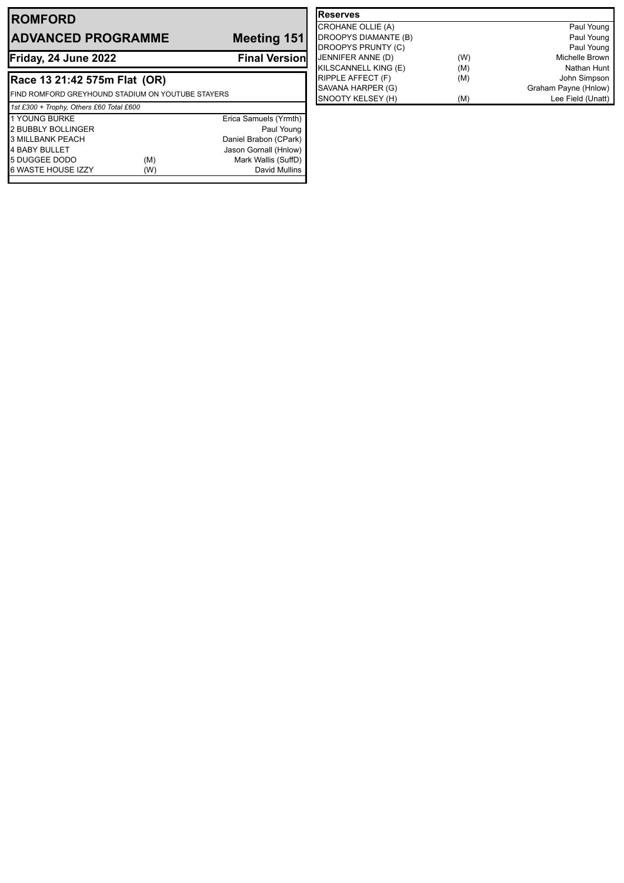# ROMFORD

## ADVANCED PROGRAMME — Meeting 151

**Friday, 24 June 2022** — **Final Version**

### Race 13 21:42 575m Flat (OR)

FIND ROMFORD GREYHOUND STADIUM ON YOUTUBE STAYERS

*1st £300 + Trophy, Others £60 Total £600*

| | | |
|---|---|---|
| 1 YOUNG BURKE | | Erica Samuels (Yrmth) |
| 2 BUBBLY BOLLINGER | | Paul Young |
| 3 MILLBANK PEACH | | Daniel Brabon (CPark) |
| 4 BABY BULLET | | Jason Gornall (Hnlow) |
| 5 DUGGEE DODO | (M) | Mark Wallis (SuffD) |
| 6 WASTE HOUSE IZZY | (W) | David Mullins |

### Reserves

| | | |
|---|---|---|
| CROHANE OLLIE (A) | | Paul Young |
| DROOPYS DIAMANTE (B) | | Paul Young |
| DROOPYS PRUNTY (C) | | Paul Young |
| JENNIFER ANNE (D) | (W) | Michelle Brown |
| KILSCANNELL KING (E) | (M) | Nathan Hunt |
| RIPPLE AFFECT (F) | (M) | John Simpson |
| SAVANA HARPER (G) | | Graham Payne (Hnlow) |
| SNOOTY KELSEY (H) | (M) | Lee Field (Unatt) |